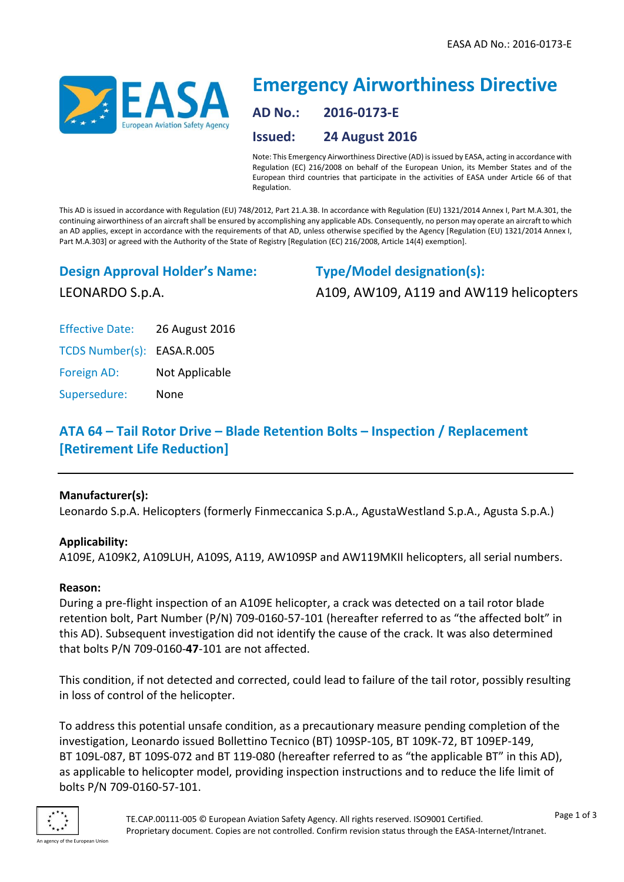# Emergency Airworthiness Directive

**AD No.:** 2016-0173-E

**Issued:** 24 August 2016

Note: This Emergency Airworthiness Directive (AD) is issued by EASA, acting in accordance with Regulation (EC) 216/2008 on behalf of the European Union, its Member States and of the European third countries that participate in the activities of EASA under Article 66 of that Regulation.

This AD is issued in accordance with Regulation (EU) 748/2012, Part 21.A.3B. In accordance with Regulation (EU) 1321/2014 Annex I, Part M.A.301, the continuing airworthiness of an aircraft shall be ensured by accomplishing any applicable ADs. Consequently, no person may operate an aircraft to which an AD applies, except in accordance with the requirements of that AD, unless otherwise specified by the Agency [Regulation (EU) 1321/2014 Annex I, Part M.A.303] or agreed with the Authority of the State of Registry [Regulation (EC) 216/2008, Article 14(4) exemption].

## Design Approval Holder's Name:

LEONARDO S.p.A.

## Type/Model designation(s):

A109, AW109, A119 and AW119 helicopters

| | |
|---|---|
| Effective Date: | 26 August 2016 |
| TCDS Number(s): | EASA.R.005 |
| Foreign AD: | Not Applicable |
| Supersedure: | None |

## ATA 64 – Tail Rotor Drive – Blade Retention Bolts – Inspection / Replacement [Retirement Life Reduction]

---

**Manufacturer(s):**

Leonardo S.p.A. Helicopters (formerly Finmeccanica S.p.A., AgustaWestland S.p.A., Agusta S.p.A.)

**Applicability:**

A109E, A109K2, A109LUH, A109S, A119, AW109SP and AW119MKII helicopters, all serial numbers.

**Reason:**

During a pre-flight inspection of an A109E helicopter, a crack was detected on a tail rotor blade retention bolt, Part Number (P/N) 709-0160-57-101 (hereafter referred to as "the affected bolt" in this AD). Subsequent investigation did not identify the cause of the crack. It was also determined that bolts P/N 709-0160-**47**-101 are not affected.

This condition, if not detected and corrected, could lead to failure of the tail rotor, possibly resulting in loss of control of the helicopter.

To address this potential unsafe condition, as a precautionary measure pending completion of the investigation, Leonardo issued Bollettino Tecnico (BT) 109SP-105, BT 109K-72, BT 109EP-149, BT 109L-087, BT 109S-072 and BT 119-080 (hereafter referred to as "the applicable BT" in this AD), as applicable to helicopter model, providing inspection instructions and to reduce the life limit of bolts P/N 709-0160-57-101.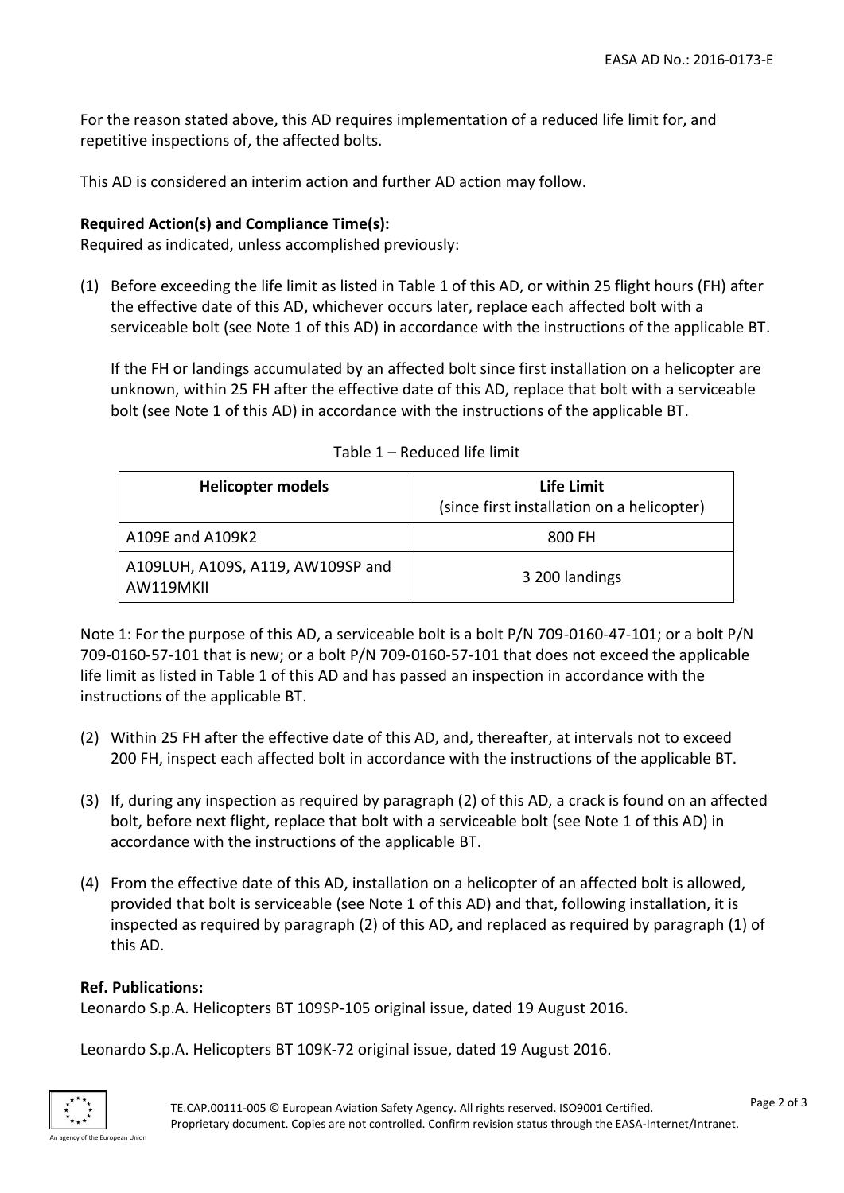For the reason stated above, this AD requires implementation of a reduced life limit for, and repetitive inspections of, the affected bolts.

This AD is considered an interim action and further AD action may follow.

**Required Action(s) and Compliance Time(s):**
Required as indicated, unless accomplished previously:

(1) Before exceeding the life limit as listed in Table 1 of this AD, or within 25 flight hours (FH) after the effective date of this AD, whichever occurs later, replace each affected bolt with a serviceable bolt (see Note 1 of this AD) in accordance with the instructions of the applicable BT.

If the FH or landings accumulated by an affected bolt since first installation on a helicopter are unknown, within 25 FH after the effective date of this AD, replace that bolt with a serviceable bolt (see Note 1 of this AD) in accordance with the instructions of the applicable BT.

Table 1 – Reduced life limit

| Helicopter models | Life Limit (since first installation on a helicopter) |
| --- | --- |
| A109E and A109K2 | 800 FH |
| A109LUH, A109S, A119, AW109SP and AW119MKII | 3 200 landings |

Note 1: For the purpose of this AD, a serviceable bolt is a bolt P/N 709-0160-47-101; or a bolt P/N 709-0160-57-101 that is new; or a bolt P/N 709-0160-57-101 that does not exceed the applicable life limit as listed in Table 1 of this AD and has passed an inspection in accordance with the instructions of the applicable BT.

(2) Within 25 FH after the effective date of this AD, and, thereafter, at intervals not to exceed 200 FH, inspect each affected bolt in accordance with the instructions of the applicable BT.

(3) If, during any inspection as required by paragraph (2) of this AD, a crack is found on an affected bolt, before next flight, replace that bolt with a serviceable bolt (see Note 1 of this AD) in accordance with the instructions of the applicable BT.

(4) From the effective date of this AD, installation on a helicopter of an affected bolt is allowed, provided that bolt is serviceable (see Note 1 of this AD) and that, following installation, it is inspected as required by paragraph (2) of this AD, and replaced as required by paragraph (1) of this AD.

**Ref. Publications:**
Leonardo S.p.A. Helicopters BT 109SP-105 original issue, dated 19 August 2016.

Leonardo S.p.A. Helicopters BT 109K-72 original issue, dated 19 August 2016.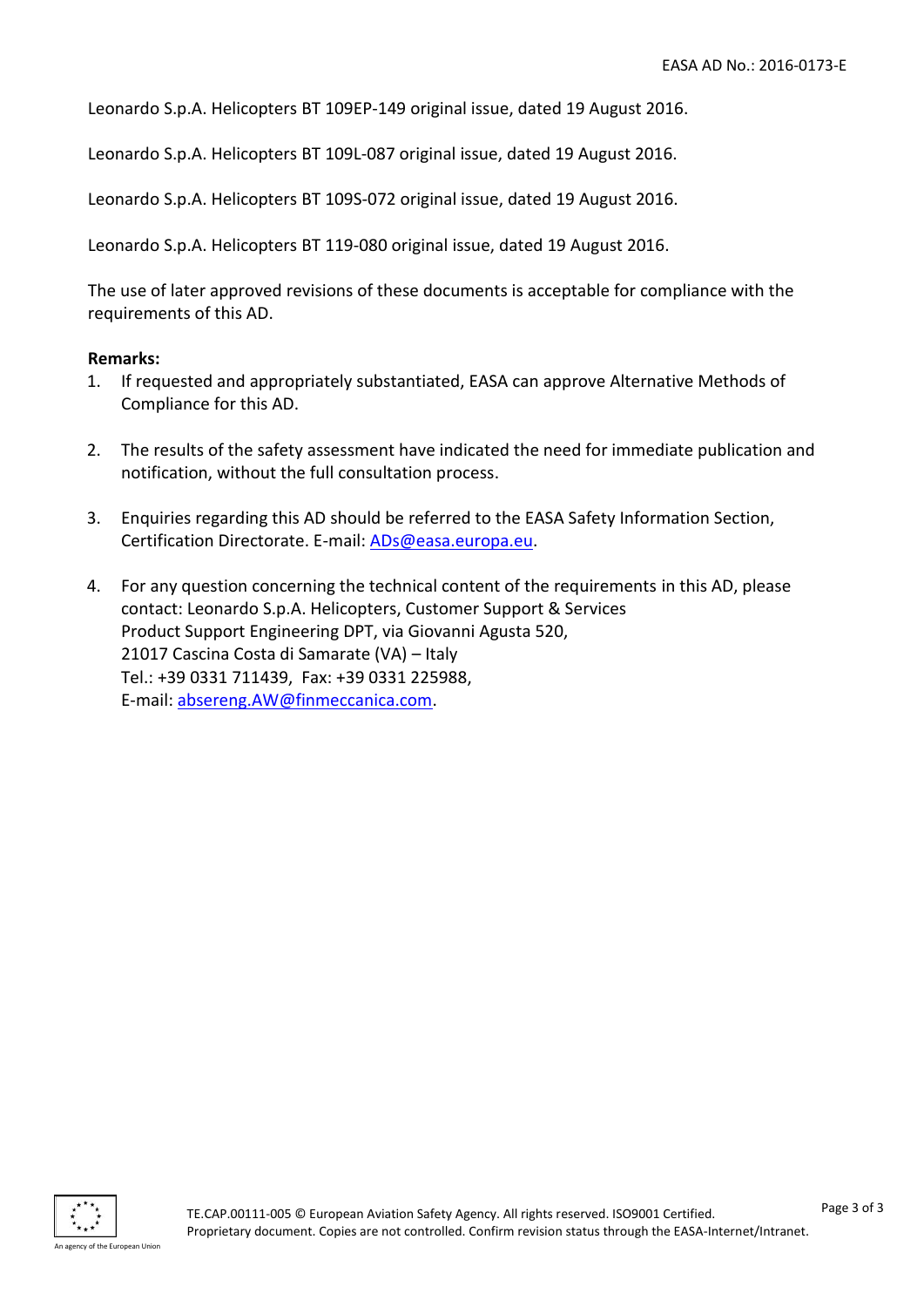Leonardo S.p.A. Helicopters BT 109EP-149 original issue, dated 19 August 2016.

Leonardo S.p.A. Helicopters BT 109L-087 original issue, dated 19 August 2016.

Leonardo S.p.A. Helicopters BT 109S-072 original issue, dated 19 August 2016.

Leonardo S.p.A. Helicopters BT 119-080 original issue, dated 19 August 2016.

The use of later approved revisions of these documents is acceptable for compliance with the requirements of this AD.

**Remarks:**

1. If requested and appropriately substantiated, EASA can approve Alternative Methods of Compliance for this AD.

2. The results of the safety assessment have indicated the need for immediate publication and notification, without the full consultation process.

3. Enquiries regarding this AD should be referred to the EASA Safety Information Section, Certification Directorate. E-mail: ADs@easa.europa.eu.

4. For any question concerning the technical content of the requirements in this AD, please contact: Leonardo S.p.A. Helicopters, Customer Support & Services Product Support Engineering DPT, via Giovanni Agusta 520, 21017 Cascina Costa di Samarate (VA) – Italy Tel.: +39 0331 711439, Fax: +39 0331 225988, E-mail: absereng.AW@finmeccanica.com.